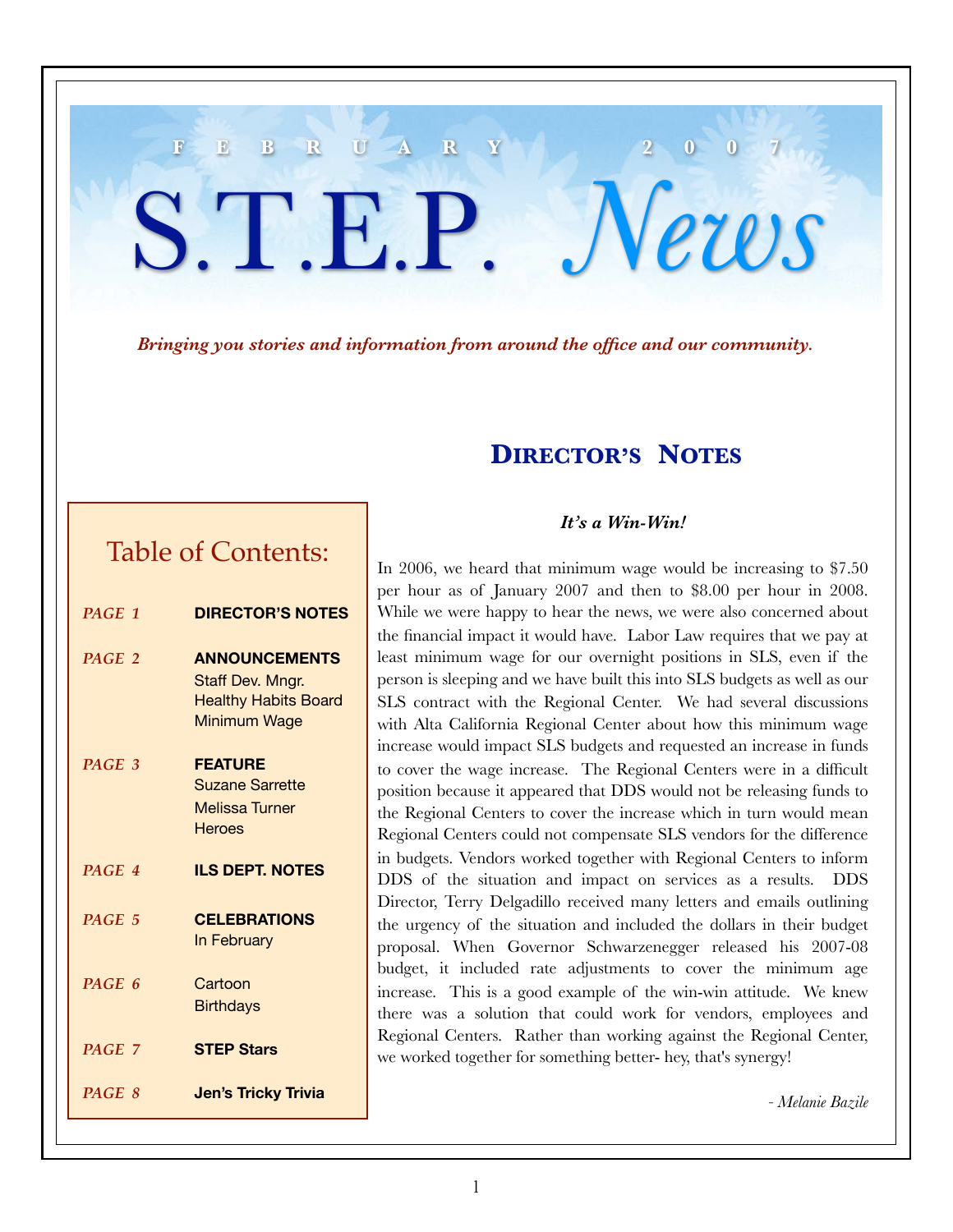FEBRUARY 2007

# S.T.E.P. *News*

***Bringing you stories and information from around the office and our community.***

## Table of Contents:

| | |
|---|---|
| *PAGE 1* | **DIRECTOR'S NOTES** |
| *PAGE 2* | **ANNOUNCEMENTS** Staff Dev. Mngr. Healthy Habits Board Minimum Wage |
| *PAGE 3* | **FEATURE** Suzane Sarrette Melissa Turner Heroes |
| *PAGE 4* | **ILS DEPT. NOTES** |
| *PAGE 5* | **CELEBRATIONS** In February |
| *PAGE 6* | Cartoon Birthdays |
| *PAGE 7* | **STEP Stars** |
| *PAGE 8* | **Jen's Tricky Trivia** |

## DIRECTOR'S NOTES

***It's a Win-Win!***

In 2006, we heard that minimum wage would be increasing to $7.50 per hour as of January 2007 and then to $8.00 per hour in 2008. While we were happy to hear the news, we were also concerned about the financial impact it would have. Labor Law requires that we pay at least minimum wage for our overnight positions in SLS, even if the person is sleeping and we have built this into SLS budgets as well as our SLS contract with the Regional Center. We had several discussions with Alta California Regional Center about how this minimum wage increase would impact SLS budgets and requested an increase in funds to cover the wage increase. The Regional Centers were in a difficult position because it appeared that DDS would not be releasing funds to the Regional Centers to cover the increase which in turn would mean Regional Centers could not compensate SLS vendors for the difference in budgets. Vendors worked together with Regional Centers to inform DDS of the situation and impact on services as a results. DDS Director, Terry Delgadillo received many letters and emails outlining the urgency of the situation and included the dollars in their budget proposal. When Governor Schwarzenegger released his 2007-08 budget, it included rate adjustments to cover the minimum age increase. This is a good example of the win-win attitude. We knew there was a solution that could work for vendors, employees and Regional Centers. Rather than working against the Regional Center, we worked together for something better- hey, that's synergy!

*- Melanie Bazile*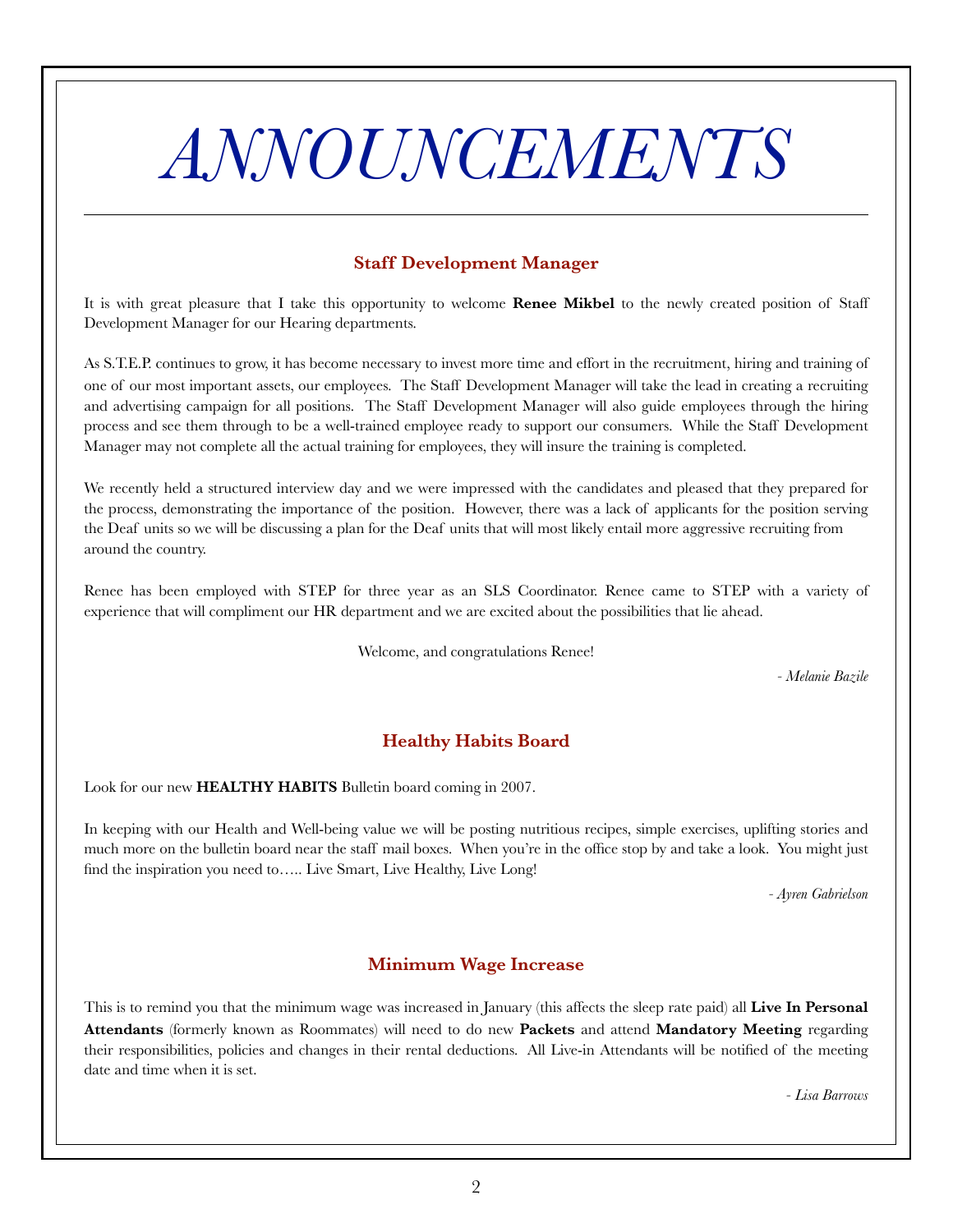# ANNOUNCEMENTS

## Staff Development Manager

It is with great pleasure that I take this opportunity to welcome **Renee Mikbel** to the newly created position of Staff Development Manager for our Hearing departments.

As S.T.E.P. continues to grow, it has become necessary to invest more time and effort in the recruitment, hiring and training of one of our most important assets, our employees. The Staff Development Manager will take the lead in creating a recruiting and advertising campaign for all positions. The Staff Development Manager will also guide employees through the hiring process and see them through to be a well-trained employee ready to support our consumers. While the Staff Development Manager may not complete all the actual training for employees, they will insure the training is completed.

We recently held a structured interview day and we were impressed with the candidates and pleased that they prepared for the process, demonstrating the importance of the position. However, there was a lack of applicants for the position serving the Deaf units so we will be discussing a plan for the Deaf units that will most likely entail more aggressive recruiting from around the country.

Renee has been employed with STEP for three year as an SLS Coordinator. Renee came to STEP with a variety of experience that will compliment our HR department and we are excited about the possibilities that lie ahead.

Welcome, and congratulations Renee!

*- Melanie Bazile*

## Healthy Habits Board

Look for our new **HEALTHY HABITS** Bulletin board coming in 2007.

In keeping with our Health and Well-being value we will be posting nutritious recipes, simple exercises, uplifting stories and much more on the bulletin board near the staff mail boxes. When you're in the office stop by and take a look. You might just find the inspiration you need to….. Live Smart, Live Healthy, Live Long!

*- Ayren Gabrielson*

## Minimum Wage Increase

This is to remind you that the minimum wage was increased in January (this affects the sleep rate paid) all **Live In Personal Attendants** (formerly known as Roommates) will need to do new **Packets** and attend **Mandatory Meeting** regarding their responsibilities, policies and changes in their rental deductions. All Live-in Attendants will be notified of the meeting date and time when it is set.

*- Lisa Barrows*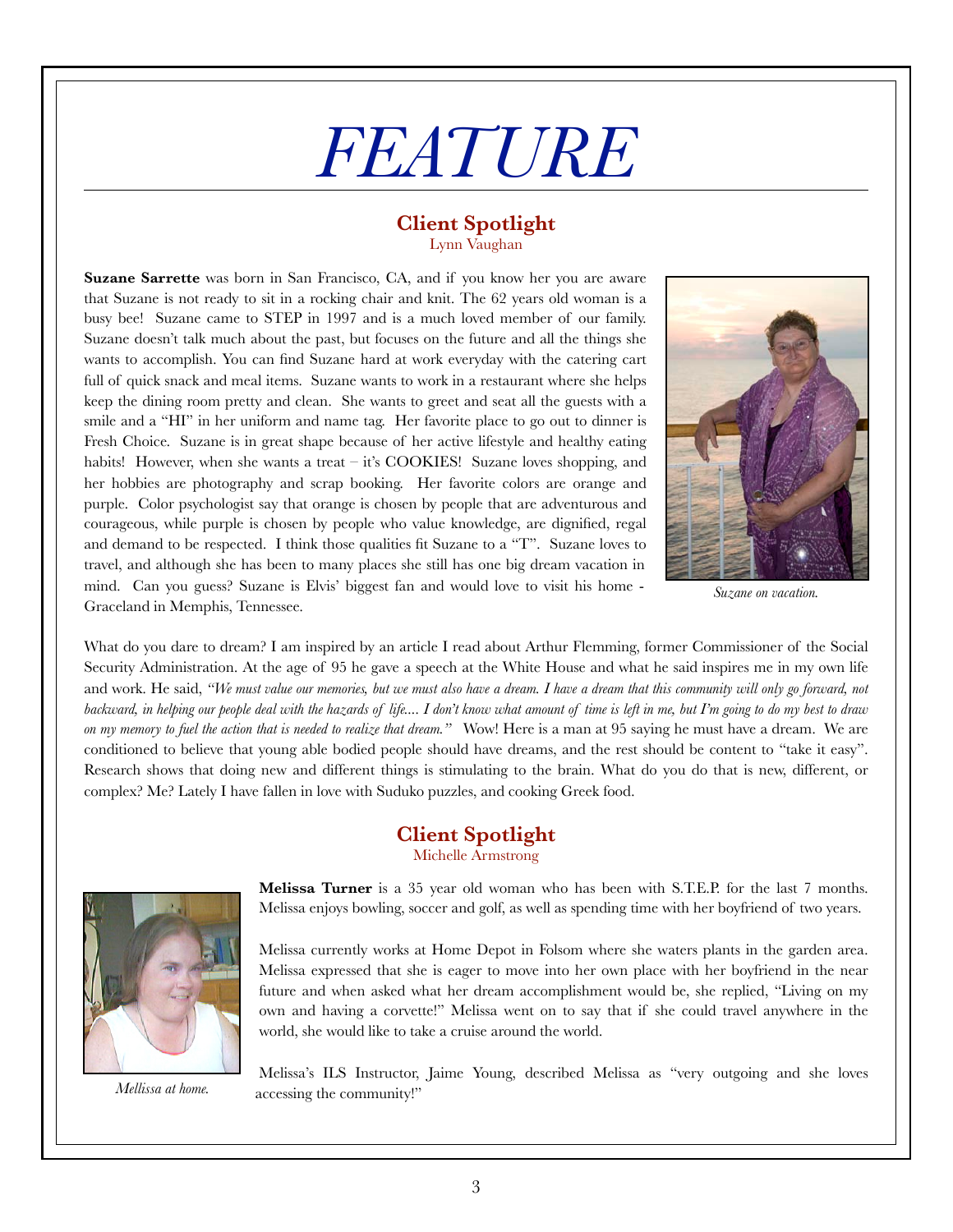# FEATURE

## Client Spotlight

Lynn Vaughan

**Suzane Sarrette** was born in San Francisco, CA, and if you know her you are aware that Suzane is not ready to sit in a rocking chair and knit. The 62 years old woman is a busy bee! Suzane came to STEP in 1997 and is a much loved member of our family. Suzane doesn't talk much about the past, but focuses on the future and all the things she wants to accomplish. You can find Suzane hard at work everyday with the catering cart full of quick snack and meal items. Suzane wants to work in a restaurant where she helps keep the dining room pretty and clean. She wants to greet and seat all the guests with a smile and a "HI" in her uniform and name tag. Her favorite place to go out to dinner is Fresh Choice. Suzane is in great shape because of her active lifestyle and healthy eating habits! However, when she wants a treat – it's COOKIES! Suzane loves shopping, and her hobbies are photography and scrap booking. Her favorite colors are orange and purple. Color psychologist say that orange is chosen by people that are adventurous and courageous, while purple is chosen by people who value knowledge, are dignified, regal and demand to be respected. I think those qualities fit Suzane to a "T". Suzane loves to travel, and although she has been to many places she still has one big dream vacation in mind. Can you guess? Suzane is Elvis' biggest fan and would love to visit his home - Graceland in Memphis, Tennessee.

*Suzane on vacation.*

What do you dare to dream? I am inspired by an article I read about Arthur Flemming, former Commissioner of the Social Security Administration. At the age of 95 he gave a speech at the White House and what he said inspires me in my own life and work. He said, *"We must value our memories, but we must also have a dream. I have a dream that this community will only go forward, not backward, in helping our people deal with the hazards of life.... I don't know what amount of time is left in me, but I'm going to do my best to draw on my memory to fuel the action that is needed to realize that dream."* Wow! Here is a man at 95 saying he must have a dream. We are conditioned to believe that young able bodied people should have dreams, and the rest should be content to "take it easy". Research shows that doing new and different things is stimulating to the brain. What do you do that is new, different, or complex? Me? Lately I have fallen in love with Suduko puzzles, and cooking Greek food.

## Client Spotlight

Michelle Armstrong

**Melissa Turner** is a 35 year old woman who has been with S.T.E.P. for the last 7 months. Melissa enjoys bowling, soccer and golf, as well as spending time with her boyfriend of two years.

Melissa currently works at Home Depot in Folsom where she waters plants in the garden area. Melissa expressed that she is eager to move into her own place with her boyfriend in the near future and when asked what her dream accomplishment would be, she replied, "Living on my own and having a corvette!" Melissa went on to say that if she could travel anywhere in the world, she would like to take a cruise around the world.

Melissa's ILS Instructor, Jaime Young, described Melissa as "very outgoing and she loves accessing the community!"

*Mellissa at home.*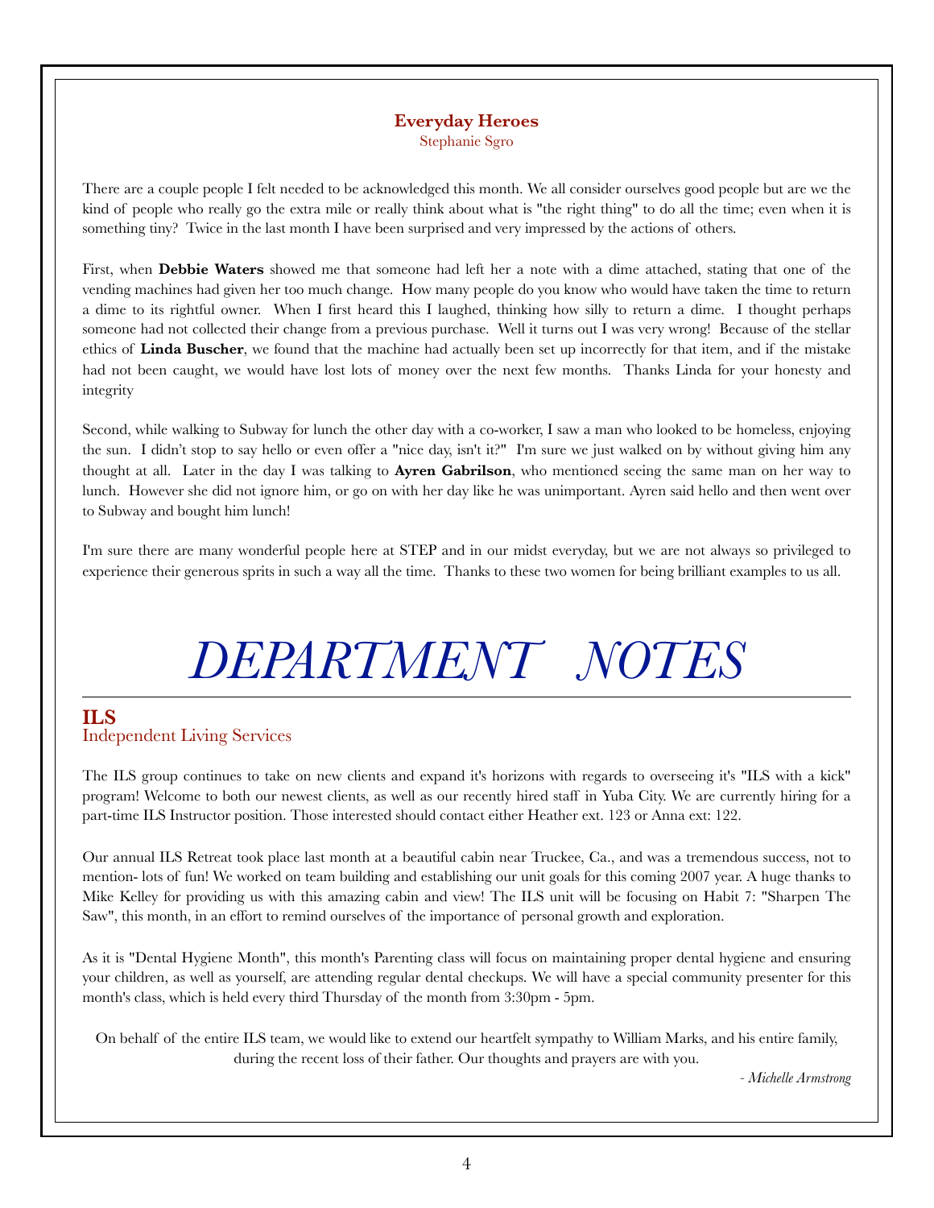## Everyday Heroes

Stephanie Sgro

There are a couple people I felt needed to be acknowledged this month. We all consider ourselves good people but are we the kind of people who really go the extra mile or really think about what is "the right thing" to do all the time; even when it is something tiny? Twice in the last month I have been surprised and very impressed by the actions of others.

First, when **Debbie Waters** showed me that someone had left her a note with a dime attached, stating that one of the vending machines had given her too much change. How many people do you know who would have taken the time to return a dime to its rightful owner. When I first heard this I laughed, thinking how silly to return a dime. I thought perhaps someone had not collected their change from a previous purchase. Well it turns out I was very wrong! Because of the stellar ethics of **Linda Buscher**, we found that the machine had actually been set up incorrectly for that item, and if the mistake had not been caught, we would have lost lots of money over the next few months. Thanks Linda for your honesty and integrity

Second, while walking to Subway for lunch the other day with a co-worker, I saw a man who looked to be homeless, enjoying the sun. I didn't stop to say hello or even offer a "nice day, isn't it?" I'm sure we just walked on by without giving him any thought at all. Later in the day I was talking to **Ayren Gabrilson**, who mentioned seeing the same man on her way to lunch. However she did not ignore him, or go on with her day like he was unimportant. Ayren said hello and then went over to Subway and bought him lunch!

I'm sure there are many wonderful people here at STEP and in our midst everyday, but we are not always so privileged to experience their generous sprits in such a way all the time. Thanks to these two women for being brilliant examples to us all.

# *DEPARTMENT NOTES*

## ILS
Independent Living Services

The ILS group continues to take on new clients and expand it's horizons with regards to overseeing it's "ILS with a kick" program! Welcome to both our newest clients, as well as our recently hired staff in Yuba City. We are currently hiring for a part-time ILS Instructor position. Those interested should contact either Heather ext. 123 or Anna ext: 122.

Our annual ILS Retreat took place last month at a beautiful cabin near Truckee, Ca., and was a tremendous success, not to mention- lots of fun! We worked on team building and establishing our unit goals for this coming 2007 year. A huge thanks to Mike Kelley for providing us with this amazing cabin and view! The ILS unit will be focusing on Habit 7: "Sharpen The Saw", this month, in an effort to remind ourselves of the importance of personal growth and exploration.

As it is "Dental Hygiene Month", this month's Parenting class will focus on maintaining proper dental hygiene and ensuring your children, as well as yourself, are attending regular dental checkups. We will have a special community presenter for this month's class, which is held every third Thursday of the month from 3:30pm - 5pm.

On behalf of the entire ILS team, we would like to extend our heartfelt sympathy to William Marks, and his entire family, during the recent loss of their father. Our thoughts and prayers are with you.

*- Michelle Armstrong*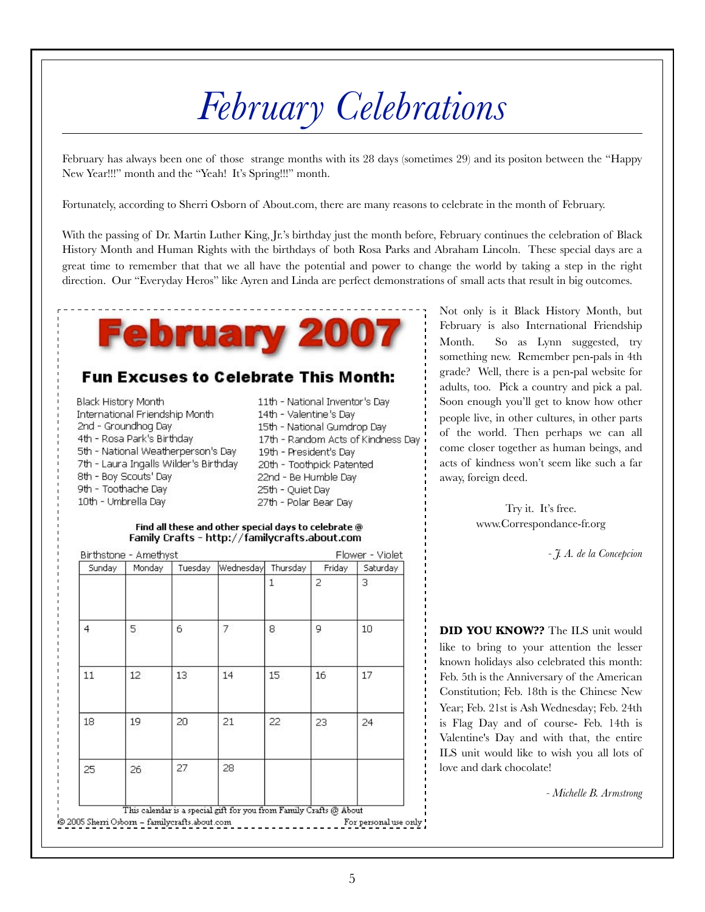# February Celebrations

February has always been one of those strange months with its 28 days (sometimes 29) and its positon between the "Happy New Year!!!" month and the "Yeah! It's Spring!!!" month.

Fortunately, according to Sherri Osborn of About.com, there are many reasons to celebrate in the month of February.

With the passing of Dr. Martin Luther King, Jr.'s birthday just the month before, February continues the celebration of Black History Month and Human Rights with the birthdays of both Rosa Parks and Abraham Lincoln. These special days are a great time to remember that that we all have the potential and power to change the world by taking a step in the right direction. Our "Everyday Heros" like Ayren and Linda are perfect demonstrations of small acts that result in big outcomes.

## February 2007

### Fun Excuses to Celebrate This Month:

- Black History Month
- International Friendship Month
- 2nd - Groundhog Day
- 4th - Rosa Park's Birthday
- 5th - National Weatherperson's Day
- 7th - Laura Ingalls Wilder's Birthday
- 8th - Boy Scouts' Day
- 9th - Toothache Day
- 10th - Umbrella Day
- 11th - National Inventor's Day
- 14th - Valentine's Day
- 15th - National Gumdrop Day
- 17th - Random Acts of Kindness Day
- 19th - President's Day
- 20th - Toothpick Patented
- 22nd - Be Humble Day
- 25th - Quiet Day
- 27th - Polar Bear Day

**Find all these and other special days to celebrate @ Family Crafts - http://familycrafts.about.com**

Birthstone - Amethyst　　Flower - Violet

| Sunday | Monday | Tuesday | Wednesday | Thursday | Friday | Saturday |
|---|---|---|---|---|---|---|
| | | | | 1 | 2 | 3 |
| 4 | 5 | 6 | 7 | 8 | 9 | 10 |
| 11 | 12 | 13 | 14 | 15 | 16 | 17 |
| 18 | 19 | 20 | 21 | 22 | 23 | 24 |
| 25 | 26 | 27 | 28 | | | |

This calendar is a special gift for you from Family Crafts @ About

© 2005 Sherri Osborn – familycrafts.about.com　　For personal use only

Not only is it Black History Month, but February is also International Friendship Month. So as Lynn suggested, try something new. Remember pen-pals in 4th grade? Well, there is a pen-pal website for adults, too. Pick a country and pick a pal. Soon enough you'll get to know how other people live, in other cultures, in other parts of the world. Then perhaps we can all come closer together as human beings, and acts of kindness won't seem like such a far away, foreign deed.

Try it. It's free.
www.Correspondance-fr.org

*- J. A. de la Concepcion*

**DID YOU KNOW??** The ILS unit would like to bring to your attention the lesser known holidays also celebrated this month: Feb. 5th is the Anniversary of the American Constitution; Feb. 18th is the Chinese New Year; Feb. 21st is Ash Wednesday; Feb. 24th is Flag Day and of course- Feb. 14th is Valentine's Day and with that, the entire ILS unit would like to wish you all lots of love and dark chocolate!

*- Michelle B. Armstrong*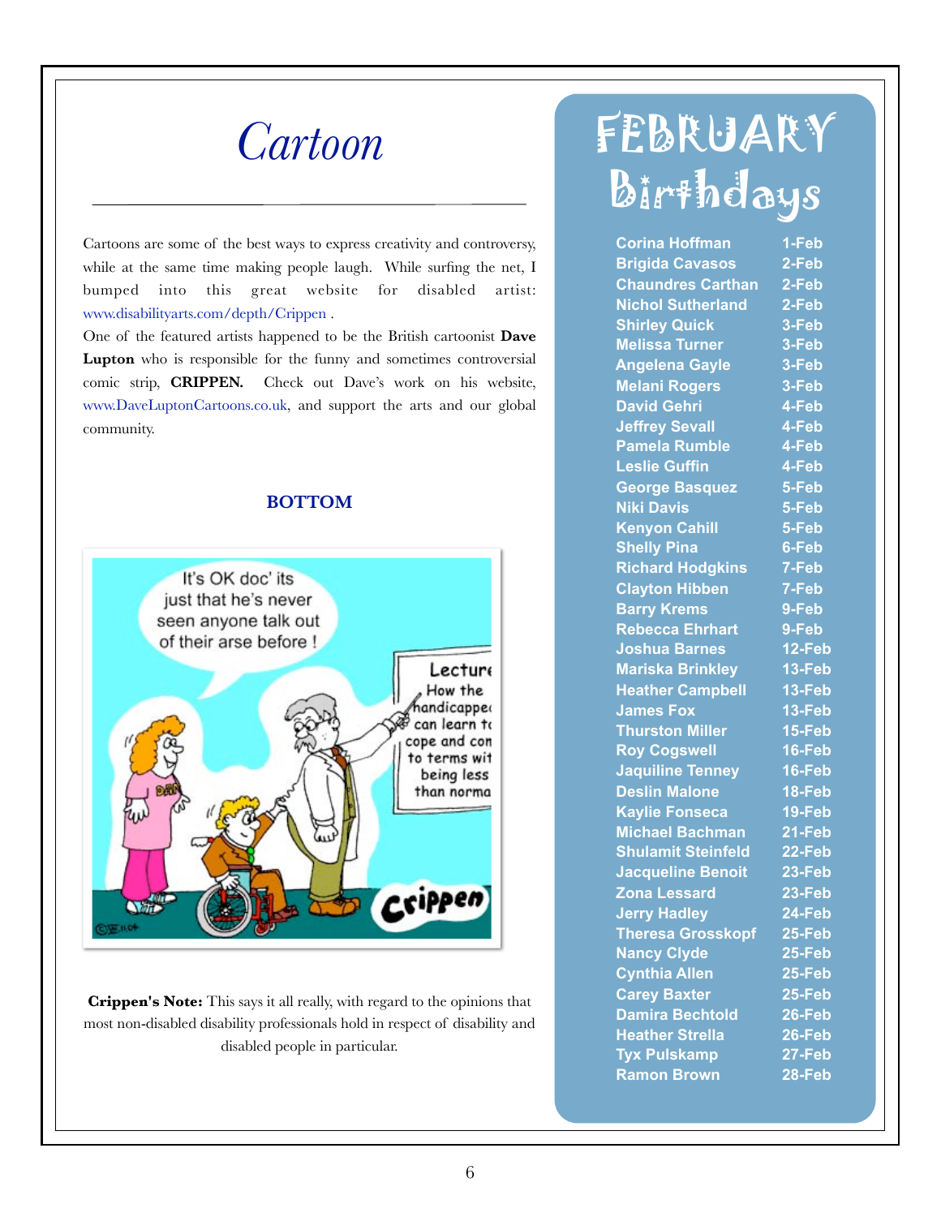# Cartoon

Cartoons are some of the best ways to express creativity and controversy, while at the same time making people laugh. While surfing the net, I bumped into this great website for disabled artist: www.disabilityarts.com/depth/Crippen .

One of the featured artists happened to be the British cartoonist **Dave Lupton** who is responsible for the funny and sometimes controversial comic strip, **CRIPPEN.** Check out Dave's work on his website, www.DaveLuptonCartoons.co.uk, and support the arts and our global community.

### BOTTOM

**Crippen's Note:** This says it all really, with regard to the opinions that most non-disabled disability professionals hold in respect of disability and disabled people in particular.

# FEBRUARY Birthdays

| | |
|---|---|
| Corina Hoffman | 1-Feb |
| Brigida Cavasos | 2-Feb |
| Chaundres Carthan | 2-Feb |
| Nichol Sutherland | 2-Feb |
| Shirley Quick | 3-Feb |
| Melissa Turner | 3-Feb |
| Angelena Gayle | 3-Feb |
| Melani Rogers | 3-Feb |
| David Gehri | 4-Feb |
| Jeffrey Sevall | 4-Feb |
| Pamela Rumble | 4-Feb |
| Leslie Guffin | 4-Feb |
| George Basquez | 5-Feb |
| Niki Davis | 5-Feb |
| Kenyon Cahill | 5-Feb |
| Shelly Pina | 6-Feb |
| Richard Hodgkins | 7-Feb |
| Clayton Hibben | 7-Feb |
| Barry Krems | 9-Feb |
| Rebecca Ehrhart | 9-Feb |
| Joshua Barnes | 12-Feb |
| Mariska Brinkley | 13-Feb |
| Heather Campbell | 13-Feb |
| James Fox | 13-Feb |
| Thurston Miller | 15-Feb |
| Roy Cogswell | 16-Feb |
| Jaquiline Tenney | 16-Feb |
| Deslin Malone | 18-Feb |
| Kaylie Fonseca | 19-Feb |
| Michael Bachman | 21-Feb |
| Shulamit Steinfeld | 22-Feb |
| Jacqueline Benoit | 23-Feb |
| Zona Lessard | 23-Feb |
| Jerry Hadley | 24-Feb |
| Theresa Grosskopf | 25-Feb |
| Nancy Clyde | 25-Feb |
| Cynthia Allen | 25-Feb |
| Carey Baxter | 25-Feb |
| Damira Bechtold | 26-Feb |
| Heather Strella | 26-Feb |
| Tyx Pulskamp | 27-Feb |
| Ramon Brown | 28-Feb |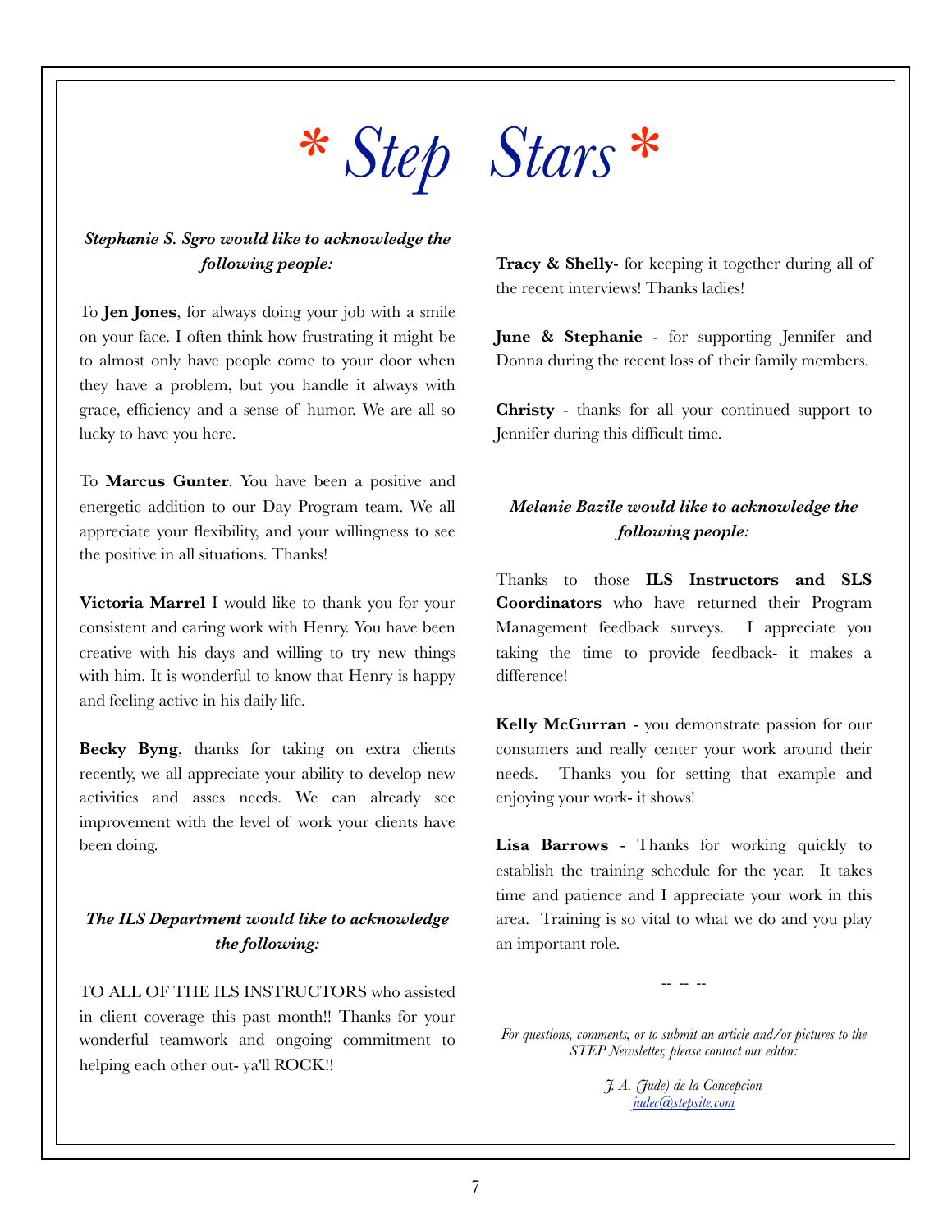# \* *Step Stars* \*

***Stephanie S. Sgro would like to acknowledge the following people:***

To **Jen Jones**, for always doing your job with a smile on your face. I often think how frustrating it might be to almost only have people come to your door when they have a problem, but you handle it always with grace, efficiency and a sense of humor. We are all so lucky to have you here.

To **Marcus Gunter**. You have been a positive and energetic addition to our Day Program team. We all appreciate your flexibility, and your willingness to see the positive in all situations. Thanks!

**Victoria Marrel** I would like to thank you for your consistent and caring work with Henry. You have been creative with his days and willing to try new things with him. It is wonderful to know that Henry is happy and feeling active in his daily life.

**Becky Byng**, thanks for taking on extra clients recently, we all appreciate your ability to develop new activities and asses needs. We can already see improvement with the level of work your clients have been doing.

***The ILS Department would like to acknowledge the following:***

TO ALL OF THE ILS INSTRUCTORS who assisted in client coverage this past month!! Thanks for your wonderful teamwork and ongoing commitment to helping each other out- ya'll ROCK!!

**Tracy & Shelly**- for keeping it together during all of the recent interviews! Thanks ladies!

**June & Stephanie** - for supporting Jennifer and Donna during the recent loss of their family members.

**Christy** - thanks for all your continued support to Jennifer during this difficult time.

***Melanie Bazile would like to acknowledge the following people:***

Thanks to those **ILS Instructors and SLS Coordinators** who have returned their Program Management feedback surveys. I appreciate you taking the time to provide feedback- it makes a difference!

**Kelly McGurran** - you demonstrate passion for our consumers and really center your work around their needs. Thanks you for setting that example and enjoying your work- it shows!

**Lisa Barrows** - Thanks for working quickly to establish the training schedule for the year. It takes time and patience and I appreciate your work in this area. Training is so vital to what we do and you play an important role.

-- -- --

*For questions, comments, or to submit an article and/or pictures to the STEP Newsletter, please contact our editor:*

*J. A. (Jude) de la Concepcion*
*judec@stepsite.com*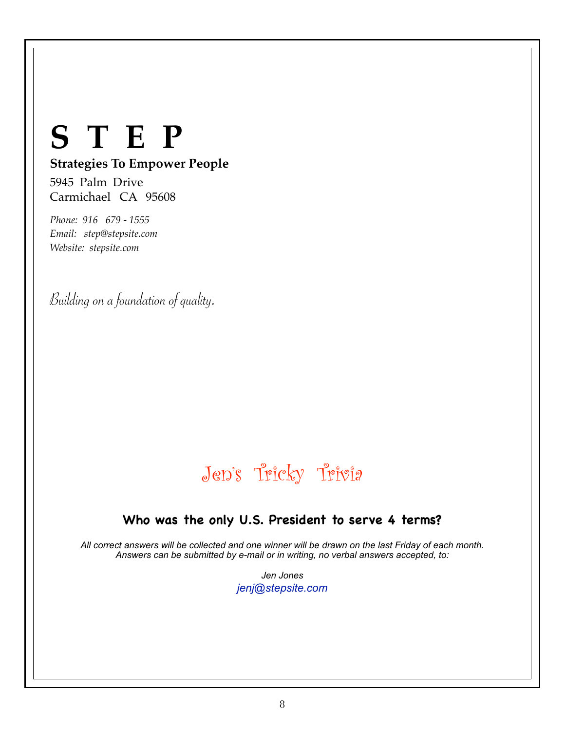# S T E P

**Strategies To Empower People**

5945 Palm Drive
Carmichael CA 95608

*Phone: 916 679 - 1555*
*Email: step@stepsite.com*
*Website: stepsite.com*

*Building on a foundation of quality.*

## Jen's Tricky Trivia

**Who was the only U.S. President to serve 4 terms?**

*All correct answers will be collected and one winner will be drawn on the last Friday of each month. Answers can be submitted by e-mail or in writing, no verbal answers accepted, to:*

*Jen Jones*
*jenj@stepsite.com*